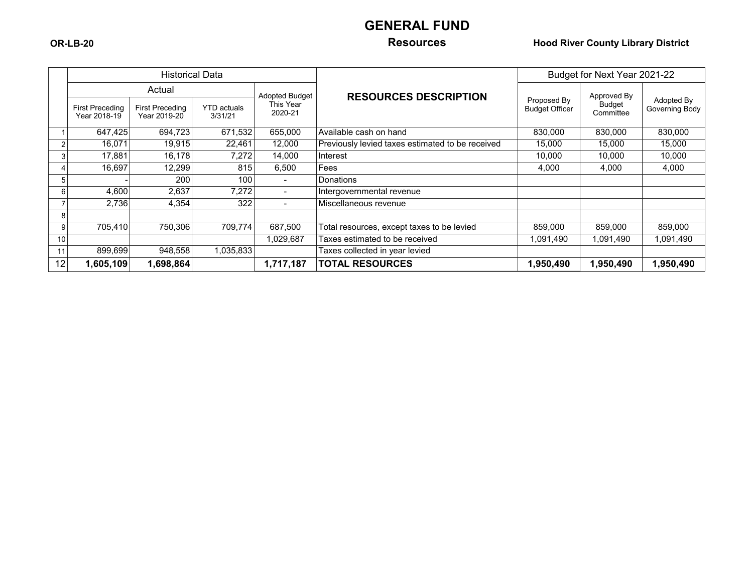# GENERAL FUND

OR-LB-20

## Resources

**Hood River County Library District**

| | Historical Data | | | | RESOURCES DESCRIPTION | Budget for Next Year 2021-22 | | |
|---|---|---|---|---|---|---|---|---|
| | Actual | | | Adopted Budget This Year 2020-21 | | Proposed By Budget Officer | Approved By Budget Committee | Adopted By Governing Body |
| | First Preceding Year 2018-19 | First Preceding Year 2019-20 | YTD actuals 3/31/21 | | | | | |
| 1 | 647,425 | 694,723 | 671,532 | 655,000 | Available cash on hand | 830,000 | 830,000 | 830,000 |
| 2 | 16,071 | 19,915 | 22,461 | 12,000 | Previously levied taxes estimated to be received | 15,000 | 15,000 | 15,000 |
| 3 | 17,881 | 16,178 | 7,272 | 14,000 | Interest | 10,000 | 10,000 | 10,000 |
| 4 | 16,697 | 12,299 | 815 | 6,500 | Fees | 4,000 | 4,000 | 4,000 |
| 5 | - | 200 | 100 | - | Donations | | | |
| 6 | 4,600 | 2,637 | 7,272 | - | Intergovernmental revenue | | | |
| 7 | 2,736 | 4,354 | 322 | - | Miscellaneous revenue | | | |
| 8 | | | | | | | | |
| 9 | 705,410 | 750,306 | 709,774 | 687,500 | Total resources, except taxes to be levied | 859,000 | 859,000 | 859,000 |
| 10 | | | | 1,029,687 | Taxes estimated to be received | 1,091,490 | 1,091,490 | 1,091,490 |
| 11 | 899,699 | 948,558 | 1,035,833 | | Taxes collected in year levied | | | |
| 12 | **1,605,109** | **1,698,864** | | **1,717,187** | **TOTAL RESOURCES** | **1,950,490** | **1,950,490** | **1,950,490** |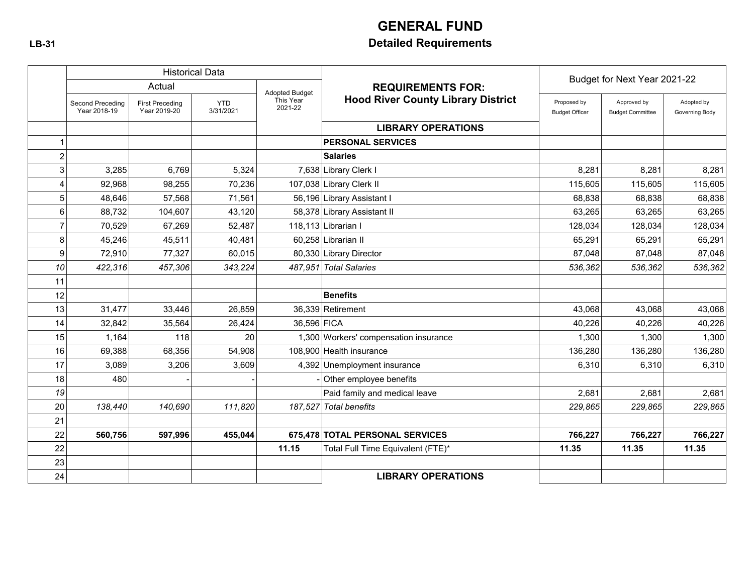# GENERAL FUND

## Detailed Requirements

LB-31

| | Historical Data | | | | REQUIREMENTS FOR: Hood River County Library District | Budget for Next Year 2021-22 | | |
|---|---|---|---|---|---|---|---|---|
| | Actual | | | Adopted Budget This Year 2021-22 | | | | |
| | Second Preceding Year 2018-19 | First Preceding Year 2019-20 | YTD 3/31/2021 | | | Proposed by Budget Officer | Approved by Budget Committee | Adopted by Governing Body |
| | | | | | **LIBRARY OPERATIONS** | | | |
| 1 | | | | | **PERSONAL SERVICES** | | | |
| 2 | | | | | **Salaries** | | | |
| 3 | 3,285 | 6,769 | 5,324 | 7,638 | Library Clerk I | 8,281 | 8,281 | 8,281 |
| 4 | 92,968 | 98,255 | 70,236 | 107,038 | Library Clerk II | 115,605 | 115,605 | 115,605 |
| 5 | 48,646 | 57,568 | 71,561 | 56,196 | Library Assistant I | 68,838 | 68,838 | 68,838 |
| 6 | 88,732 | 104,607 | 43,120 | 58,378 | Library Assistant II | 63,265 | 63,265 | 63,265 |
| 7 | 70,529 | 67,269 | 52,487 | 118,113 | Librarian I | 128,034 | 128,034 | 128,034 |
| 8 | 45,246 | 45,511 | 40,481 | 60,258 | Librarian II | 65,291 | 65,291 | 65,291 |
| 9 | 72,910 | 77,327 | 60,015 | 80,330 | Library Director | 87,048 | 87,048 | 87,048 |
| *10* | *422,316* | *457,306* | *343,224* | *487,951* | *Total Salaries* | *536,362* | *536,362* | *536,362* |
| 11 | | | | | | | | |
| 12 | | | | | **Benefits** | | | |
| 13 | 31,477 | 33,446 | 26,859 | 36,339 | Retirement | 43,068 | 43,068 | 43,068 |
| 14 | 32,842 | 35,564 | 26,424 | 36,596 | FICA | 40,226 | 40,226 | 40,226 |
| 15 | 1,164 | 118 | 20 | 1,300 | Workers' compensation insurance | 1,300 | 1,300 | 1,300 |
| 16 | 69,388 | 68,356 | 54,908 | 108,900 | Health insurance | 136,280 | 136,280 | 136,280 |
| 17 | 3,089 | 3,206 | 3,609 | 4,392 | Unemployment insurance | 6,310 | 6,310 | 6,310 |
| 18 | 480 | - | - | - | Other employee benefits | | | |
| *19* | | | | | Paid family and medical leave | 2,681 | 2,681 | 2,681 |
| 20 | *138,440* | *140,690* | *111,820* | *187,527* | *Total benefits* | *229,865* | *229,865* | *229,865* |
| 21 | | | | | | | | |
| 22 | **560,756** | **597,996** | **455,044** | **675,478** | **TOTAL PERSONAL SERVICES** | **766,227** | **766,227** | **766,227** |
| 22 | | | | **11.15** | Total Full Time Equivalent (FTE)* | **11.35** | **11.35** | **11.35** |
| 23 | | | | | | | | |
| 24 | | | | | **LIBRARY OPERATIONS** | | | |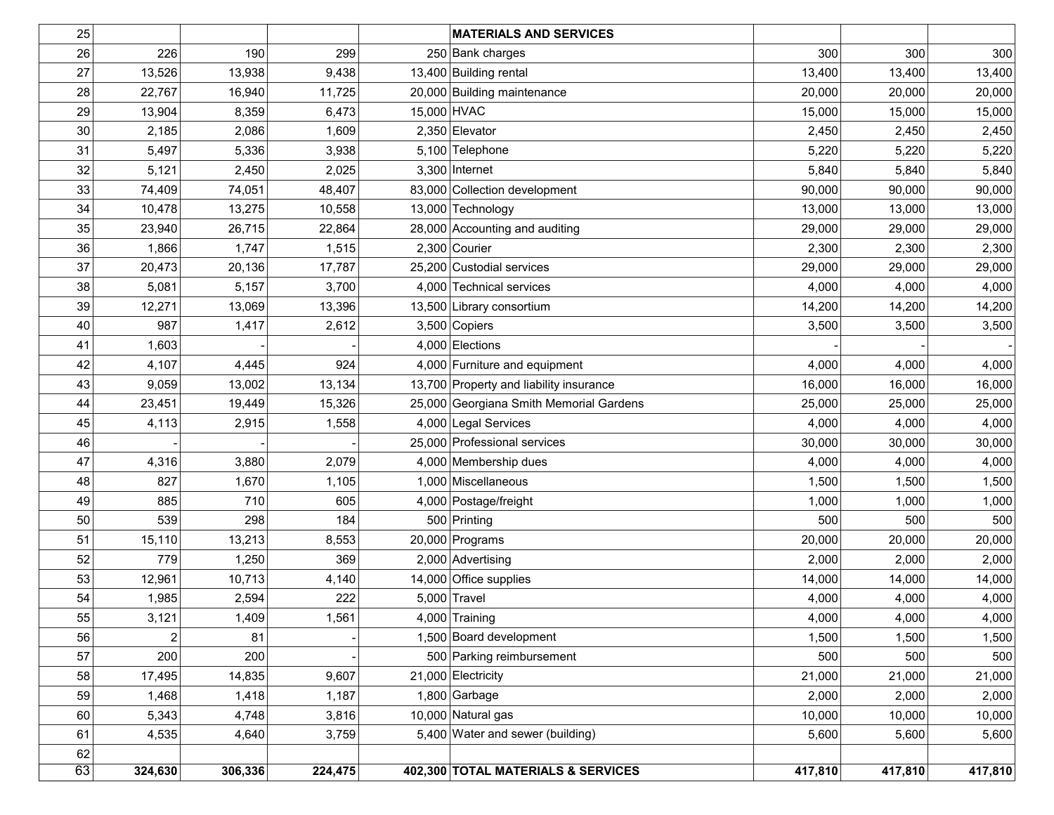| 25 | | | | | MATERIALS AND SERVICES | | | |
|---|---|---|---|---|---|---|---|---|
| 26 | 226 | 190 | 299 | 250 | Bank charges | 300 | 300 | 300 |
| 27 | 13,526 | 13,938 | 9,438 | 13,400 | Building rental | 13,400 | 13,400 | 13,400 |
| 28 | 22,767 | 16,940 | 11,725 | 20,000 | Building maintenance | 20,000 | 20,000 | 20,000 |
| 29 | 13,904 | 8,359 | 6,473 | 15,000 | HVAC | 15,000 | 15,000 | 15,000 |
| 30 | 2,185 | 2,086 | 1,609 | 2,350 | Elevator | 2,450 | 2,450 | 2,450 |
| 31 | 5,497 | 5,336 | 3,938 | 5,100 | Telephone | 5,220 | 5,220 | 5,220 |
| 32 | 5,121 | 2,450 | 2,025 | 3,300 | Internet | 5,840 | 5,840 | 5,840 |
| 33 | 74,409 | 74,051 | 48,407 | 83,000 | Collection development | 90,000 | 90,000 | 90,000 |
| 34 | 10,478 | 13,275 | 10,558 | 13,000 | Technology | 13,000 | 13,000 | 13,000 |
| 35 | 23,940 | 26,715 | 22,864 | 28,000 | Accounting and auditing | 29,000 | 29,000 | 29,000 |
| 36 | 1,866 | 1,747 | 1,515 | 2,300 | Courier | 2,300 | 2,300 | 2,300 |
| 37 | 20,473 | 20,136 | 17,787 | 25,200 | Custodial services | 29,000 | 29,000 | 29,000 |
| 38 | 5,081 | 5,157 | 3,700 | 4,000 | Technical services | 4,000 | 4,000 | 4,000 |
| 39 | 12,271 | 13,069 | 13,396 | 13,500 | Library consortium | 14,200 | 14,200 | 14,200 |
| 40 | 987 | 1,417 | 2,612 | 3,500 | Copiers | 3,500 | 3,500 | 3,500 |
| 41 | 1,603 | - | - | 4,000 | Elections | - | - | - |
| 42 | 4,107 | 4,445 | 924 | 4,000 | Furniture and equipment | 4,000 | 4,000 | 4,000 |
| 43 | 9,059 | 13,002 | 13,134 | 13,700 | Property and liability insurance | 16,000 | 16,000 | 16,000 |
| 44 | 23,451 | 19,449 | 15,326 | 25,000 | Georgiana Smith Memorial Gardens | 25,000 | 25,000 | 25,000 |
| 45 | 4,113 | 2,915 | 1,558 | 4,000 | Legal Services | 4,000 | 4,000 | 4,000 |
| 46 | - | - | - | 25,000 | Professional services | 30,000 | 30,000 | 30,000 |
| 47 | 4,316 | 3,880 | 2,079 | 4,000 | Membership dues | 4,000 | 4,000 | 4,000 |
| 48 | 827 | 1,670 | 1,105 | 1,000 | Miscellaneous | 1,500 | 1,500 | 1,500 |
| 49 | 885 | 710 | 605 | 4,000 | Postage/freight | 1,000 | 1,000 | 1,000 |
| 50 | 539 | 298 | 184 | 500 | Printing | 500 | 500 | 500 |
| 51 | 15,110 | 13,213 | 8,553 | 20,000 | Programs | 20,000 | 20,000 | 20,000 |
| 52 | 779 | 1,250 | 369 | 2,000 | Advertising | 2,000 | 2,000 | 2,000 |
| 53 | 12,961 | 10,713 | 4,140 | 14,000 | Office supplies | 14,000 | 14,000 | 14,000 |
| 54 | 1,985 | 2,594 | 222 | 5,000 | Travel | 4,000 | 4,000 | 4,000 |
| 55 | 3,121 | 1,409 | 1,561 | 4,000 | Training | 4,000 | 4,000 | 4,000 |
| 56 | 2 | 81 | - | 1,500 | Board development | 1,500 | 1,500 | 1,500 |
| 57 | 200 | 200 | - | 500 | Parking reimbursement | 500 | 500 | 500 |
| 58 | 17,495 | 14,835 | 9,607 | 21,000 | Electricity | 21,000 | 21,000 | 21,000 |
| 59 | 1,468 | 1,418 | 1,187 | 1,800 | Garbage | 2,000 | 2,000 | 2,000 |
| 60 | 5,343 | 4,748 | 3,816 | 10,000 | Natural gas | 10,000 | 10,000 | 10,000 |
| 61 | 4,535 | 4,640 | 3,759 | 5,400 | Water and sewer (building) | 5,600 | 5,600 | 5,600 |
| 62 | | | | | | | | |
| 63 | **324,630** | **306,336** | **224,475** | **402,300** | **TOTAL MATERIALS & SERVICES** | **417,810** | **417,810** | **417,810** |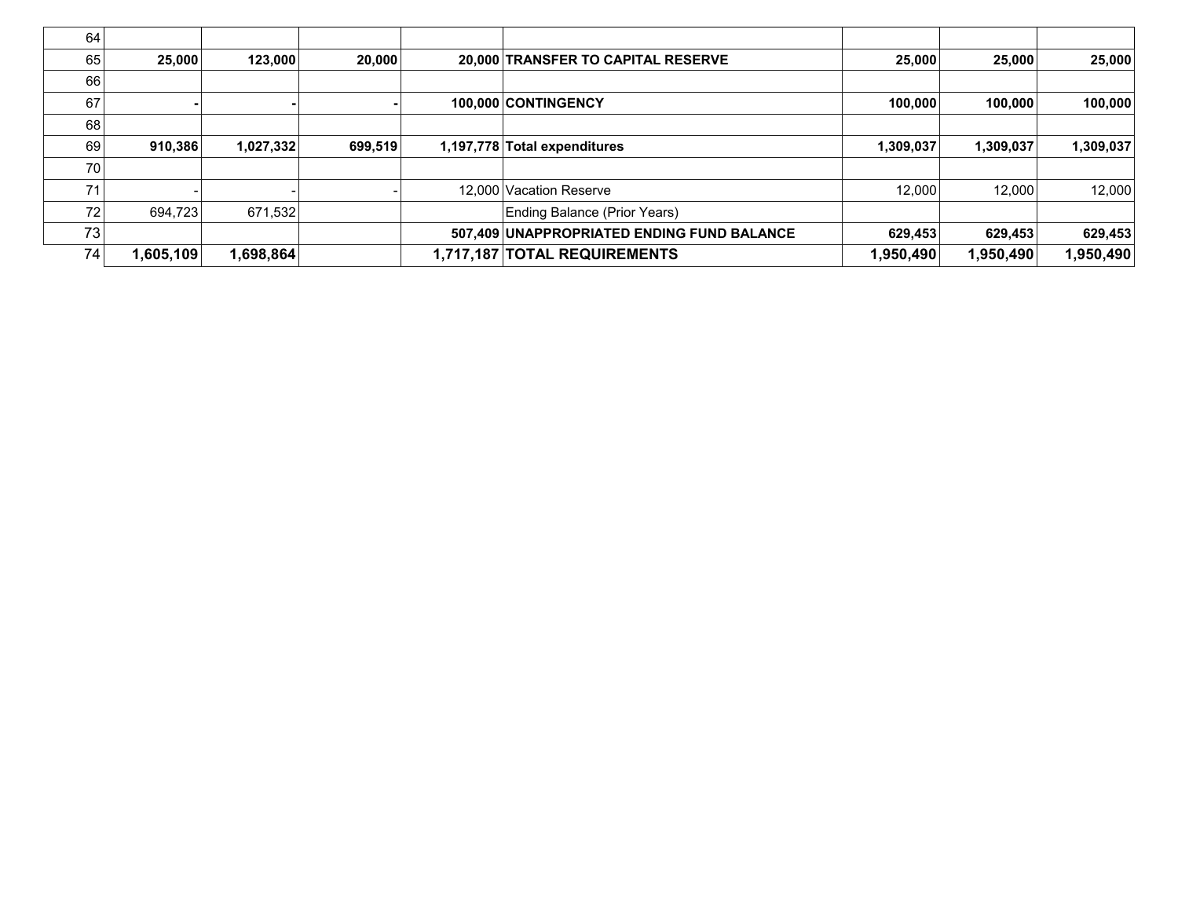| | | | | | | | | |
|---|---|---|---|---|---|---|---|---|
| 64 | | | | | | | | |
| 65 | **25,000** | **123,000** | **20,000** | **20,000** | **TRANSFER TO CAPITAL RESERVE** | **25,000** | **25,000** | **25,000** |
| 66 | | | | | | | | |
| 67 | **-** | **-** | **-** | **100,000** | **CONTINGENCY** | **100,000** | **100,000** | **100,000** |
| 68 | | | | | | | | |
| 69 | **910,386** | **1,027,332** | **699,519** | **1,197,778** | **Total expenditures** | **1,309,037** | **1,309,037** | **1,309,037** |
| 70 | | | | | | | | |
| 71 | - | - | - | 12,000 | Vacation Reserve | 12,000 | 12,000 | 12,000 |
| 72 | 694,723 | 671,532 | | | Ending Balance (Prior Years) | | | |
| 73 | | | | **507,409** | **UNAPPROPRIATED ENDING FUND BALANCE** | **629,453** | **629,453** | **629,453** |
| 74 | **1,605,109** | **1,698,864** | | **1,717,187** | **TOTAL REQUIREMENTS** | **1,950,490** | **1,950,490** | **1,950,490** |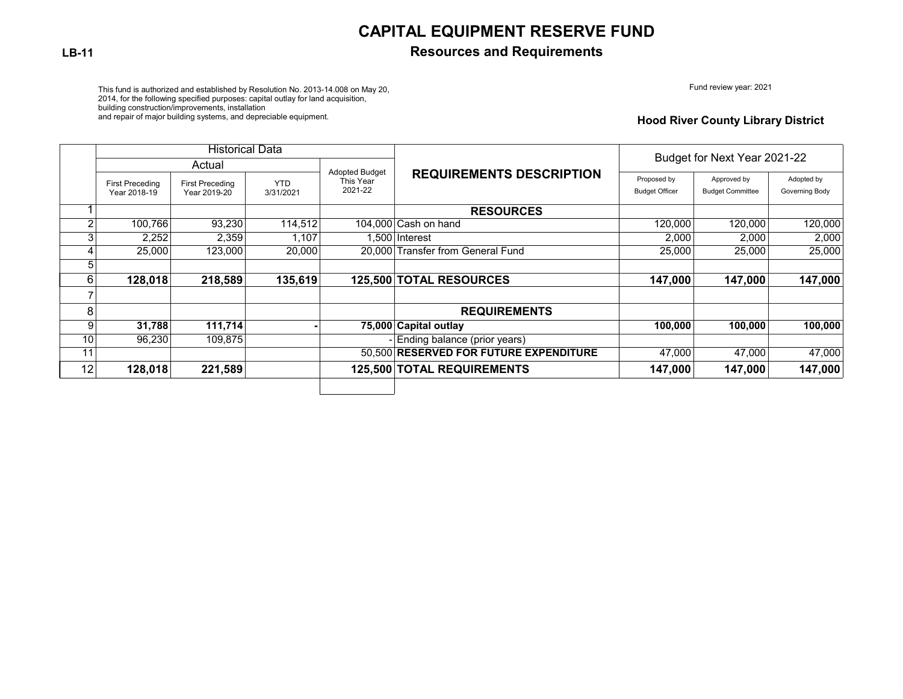LB-11

# CAPITAL EQUIPMENT RESERVE FUND

## Resources and Requirements

This fund is authorized and established by Resolution No. 2013-14.008 on May 20, 2014, for the following specified purposes: capital outlay for land acquisition, building construction/improvements, installation and repair of major building systems, and depreciable equipment.

Fund review year: 2021

**Hood River County Library District**

| | Historical Data | | | | REQUIREMENTS DESCRIPTION | Budget for Next Year 2021-22 | | |
|---|---|---|---|---|---|---|---|---|
| | Actual | | | Adopted Budget This Year 2021-22 | | | | |
| | First Preceding Year 2018-19 | First Preceding Year 2019-20 | YTD 3/31/2021 | | | Proposed by Budget Officer | Approved by Budget Committee | Adopted by Governing Body |
| 1 | | | | | **RESOURCES** | | | |
| 2 | 100,766 | 93,230 | 114,512 | 104,000 | Cash on hand | 120,000 | 120,000 | 120,000 |
| 3 | 2,252 | 2,359 | 1,107 | 1,500 | Interest | 2,000 | 2,000 | 2,000 |
| 4 | 25,000 | 123,000 | 20,000 | 20,000 | Transfer from General Fund | 25,000 | 25,000 | 25,000 |
| 5 | | | | | | | | |
| 6 | **128,018** | **218,589** | **135,619** | **125,500** | **TOTAL RESOURCES** | **147,000** | **147,000** | **147,000** |
| 7 | | | | | | | | |
| 8 | | | | | **REQUIREMENTS** | | | |
| 9 | **31,788** | **111,714** | **-** | **75,000** | **Capital outlay** | **100,000** | **100,000** | **100,000** |
| 10 | 96,230 | 109,875 | | - | Ending balance (prior years) | | | |
| 11 | | | | 50,500 | **RESERVED FOR FUTURE EXPENDITURE** | 47,000 | 47,000 | 47,000 |
| 12 | **128,018** | **221,589** | | **125,500** | **TOTAL REQUIREMENTS** | **147,000** | **147,000** | **147,000** |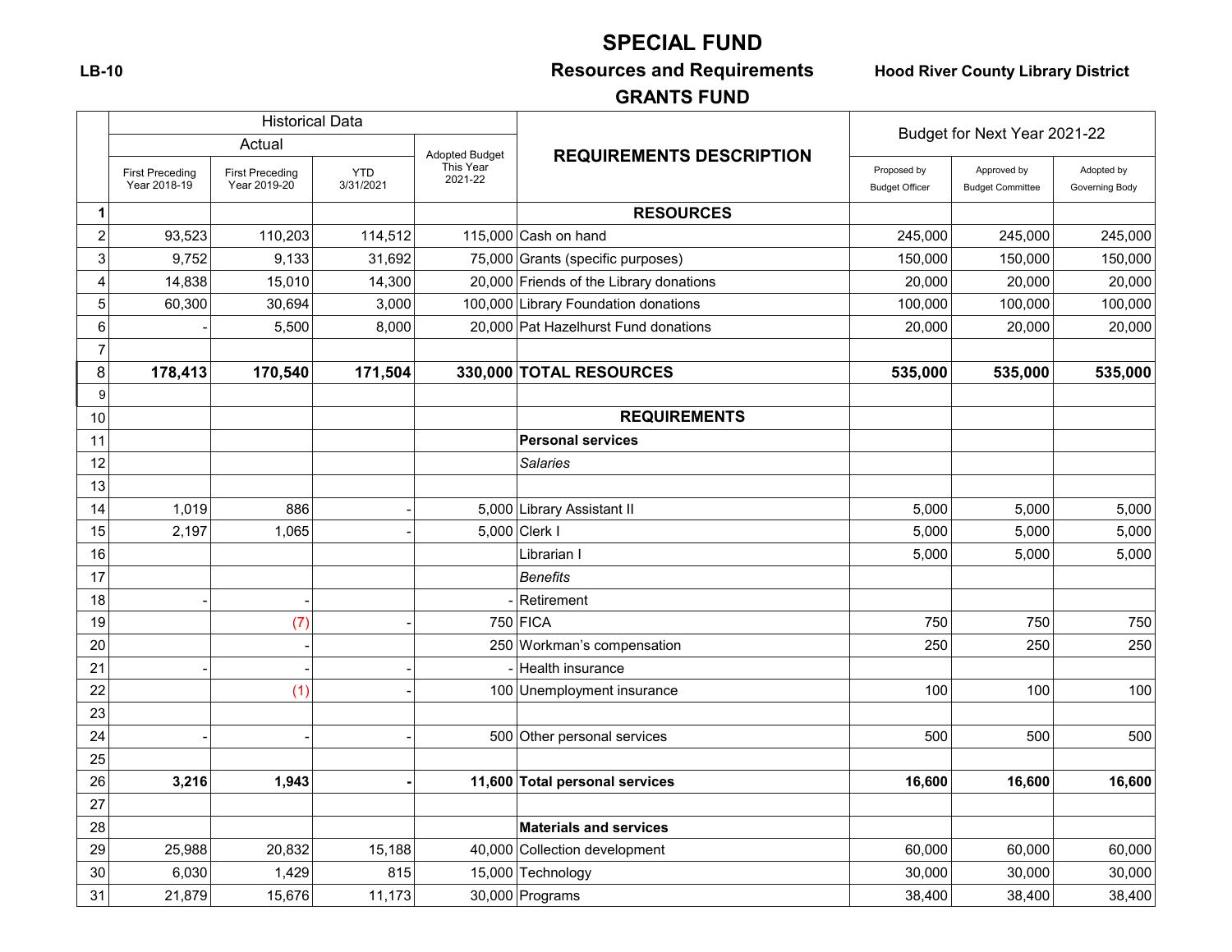**LB-10**

# SPECIAL FUND

## Resources and Requirements

## GRANTS FUND

**Hood River County Library District**

| | Historical Data | | | | REQUIREMENTS DESCRIPTION | Budget for Next Year 2021-22 | | |
|---|---|---|---|---|---|---|---|---|
| | Actual | | | Adopted Budget This Year 2021-22 | | | | |
| | First Preceding Year 2018-19 | First Preceding Year 2019-20 | YTD 3/31/2021 | | | Proposed by Budget Officer | Approved by Budget Committee | Adopted by Governing Body |
| 1 | | | | | **RESOURCES** | | | |
| 2 | 93,523 | 110,203 | 114,512 | 115,000 | Cash on hand | 245,000 | 245,000 | 245,000 |
| 3 | 9,752 | 9,133 | 31,692 | 75,000 | Grants (specific purposes) | 150,000 | 150,000 | 150,000 |
| 4 | 14,838 | 15,010 | 14,300 | 20,000 | Friends of the Library donations | 20,000 | 20,000 | 20,000 |
| 5 | 60,300 | 30,694 | 3,000 | 100,000 | Library Foundation donations | 100,000 | 100,000 | 100,000 |
| 6 | - | 5,500 | 8,000 | 20,000 | Pat Hazelhurst Fund donations | 20,000 | 20,000 | 20,000 |
| 7 | | | | | | | | |
| 8 | **178,413** | **170,540** | **171,504** | **330,000** | **TOTAL RESOURCES** | **535,000** | **535,000** | **535,000** |
| 9 | | | | | | | | |
| 10 | | | | | **REQUIREMENTS** | | | |
| 11 | | | | | **Personal services** | | | |
| 12 | | | | | *Salaries* | | | |
| 13 | | | | | | | | |
| 14 | 1,019 | 886 | - | 5,000 | Library Assistant II | 5,000 | 5,000 | 5,000 |
| 15 | 2,197 | 1,065 | - | 5,000 | Clerk I | 5,000 | 5,000 | 5,000 |
| 16 | | | | | Librarian I | 5,000 | 5,000 | 5,000 |
| 17 | | | | | *Benefits* | | | |
| 18 | - | - | | - | Retirement | | | |
| 19 | | (7) | - | 750 | FICA | 750 | 750 | 750 |
| 20 | | - | | 250 | Workman's compensation | 250 | 250 | 250 |
| 21 | - | - | - | - | Health insurance | | | |
| 22 | | (1) | - | 100 | Unemployment insurance | 100 | 100 | 100 |
| 23 | | | | | | | | |
| 24 | - | - | - | 500 | Other personal services | 500 | 500 | 500 |
| 25 | | | | | | | | |
| 26 | **3,216** | **1,943** | **-** | **11,600** | **Total personal services** | **16,600** | **16,600** | **16,600** |
| 27 | | | | | | | | |
| 28 | | | | | **Materials and services** | | | |
| 29 | 25,988 | 20,832 | 15,188 | 40,000 | Collection development | 60,000 | 60,000 | 60,000 |
| 30 | 6,030 | 1,429 | 815 | 15,000 | Technology | 30,000 | 30,000 | 30,000 |
| 31 | 21,879 | 15,676 | 11,173 | 30,000 | Programs | 38,400 | 38,400 | 38,400 |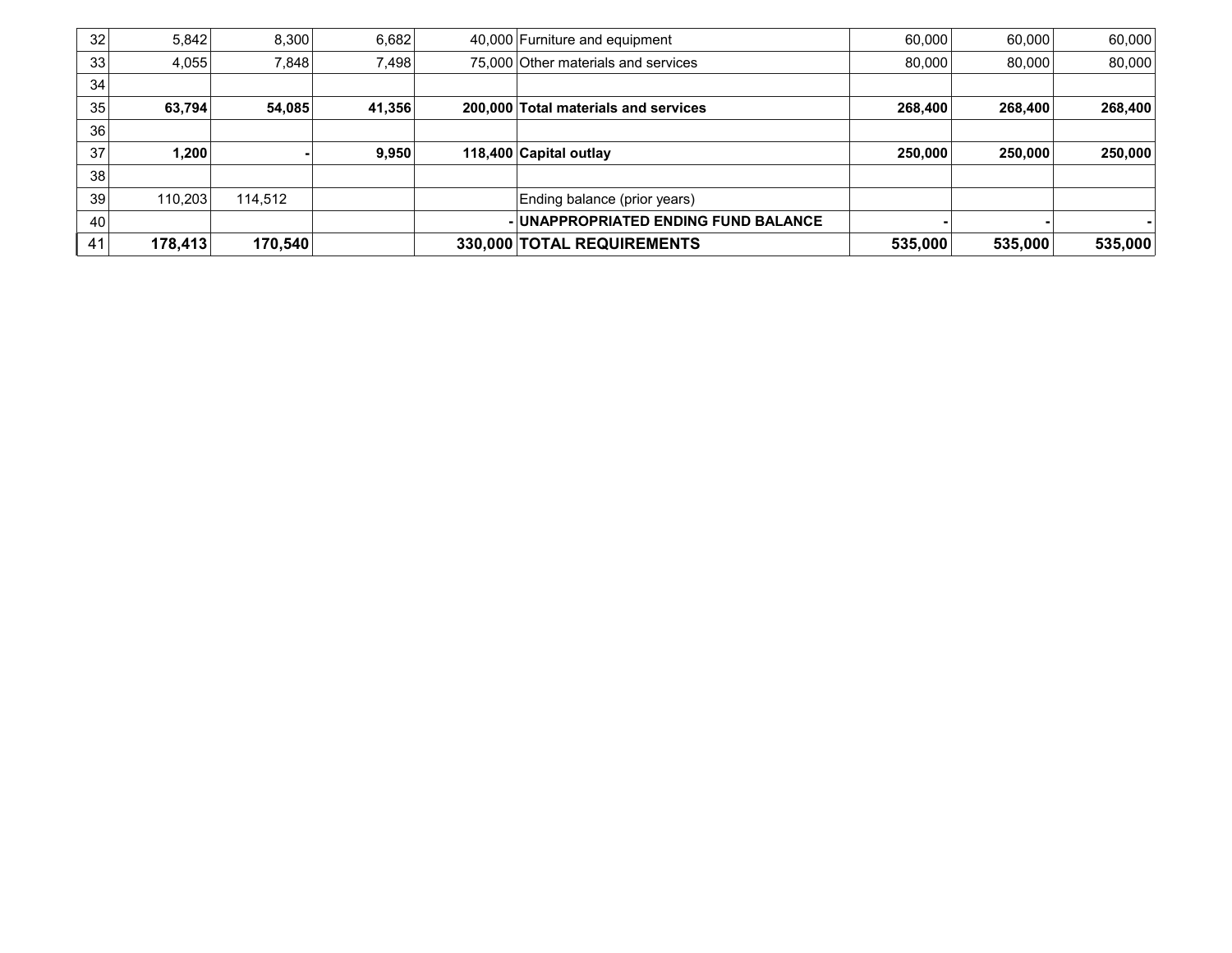| | | | | | | | | |
|---|---|---|---|---|---|---|---|---|
| 32 | 5,842 | 8,300 | 6,682 | 40,000 | Furniture and equipment | 60,000 | 60,000 | 60,000 |
| 33 | 4,055 | 7,848 | 7,498 | 75,000 | Other materials and services | 80,000 | 80,000 | 80,000 |
| 34 | | | | | | | | |
| 35 | **63,794** | **54,085** | **41,356** | **200,000** | **Total materials and services** | **268,400** | **268,400** | **268,400** |
| 36 | | | | | | | | |
| 37 | **1,200** | **-** | **9,950** | **118,400** | **Capital outlay** | **250,000** | **250,000** | **250,000** |
| 38 | | | | | | | | |
| 39 | 110,203 | 114,512 | | | Ending balance (prior years) | | | |
| 40 | | | | **-** | **UNAPPROPRIATED ENDING FUND BALANCE** | **-** | **-** | **-** |
| 41 | **178,413** | **170,540** | | **330,000** | **TOTAL REQUIREMENTS** | **535,000** | **535,000** | **535,000** |